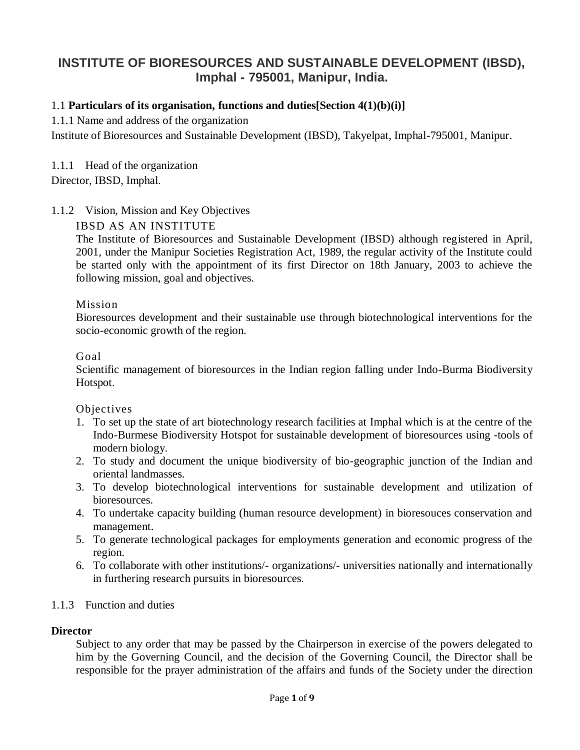# INSTITUTE OF BIORESOURCES AND SUSTAINABLE DEVELOPMENT (IBSD), Imphal - 795001, Manipur, India.

1.1 **Particulars of its organisation, functions and duties[Section 4(1)(b)(i)]**

1.1.1 Name and address of the organization

Institute of Bioresources and Sustainable Development (IBSD), Takyelpat, Imphal-795001, Manipur.

1.1.1 Head of the organization

Director, IBSD, Imphal.

1.1.2 Vision, Mission and Key Objectives

IBSD AS AN INSTITUTE

The Institute of Bioresources and Sustainable Development (IBSD) although registered in April, 2001, under the Manipur Societies Registration Act, 1989, the regular activity of the Institute could be started only with the appointment of its first Director on 18th January, 2003 to achieve the following mission, goal and objectives.

Mission

Bioresources development and their sustainable use through biotechnological interventions for the socio-economic growth of the region.

Goal

Scientific management of bioresources in the Indian region falling under Indo-Burma Biodiversity Hotspot.

Objectives

1. To set up the state of art biotechnology research facilities at Imphal which is at the centre of the Indo-Burmese Biodiversity Hotspot for sustainable development of bioresources using -tools of modern biology.
2. To study and document the unique biodiversity of bio-geographic junction of the Indian and oriental landmasses.
3. To develop biotechnological interventions for sustainable development and utilization of bioresources.
4. To undertake capacity building (human resource development) in bioresouces conservation and management.
5. To generate technological packages for employments generation and economic progress of the region.
6. To collaborate with other institutions/- organizations/- universities nationally and internationally in furthering research pursuits in bioresources.

1.1.3 Function and duties

**Director**

Subject to any order that may be passed by the Chairperson in exercise of the powers delegated to him by the Governing Council, and the decision of the Governing Council, the Director shall be responsible for the prayer administration of the affairs and funds of the Society under the direction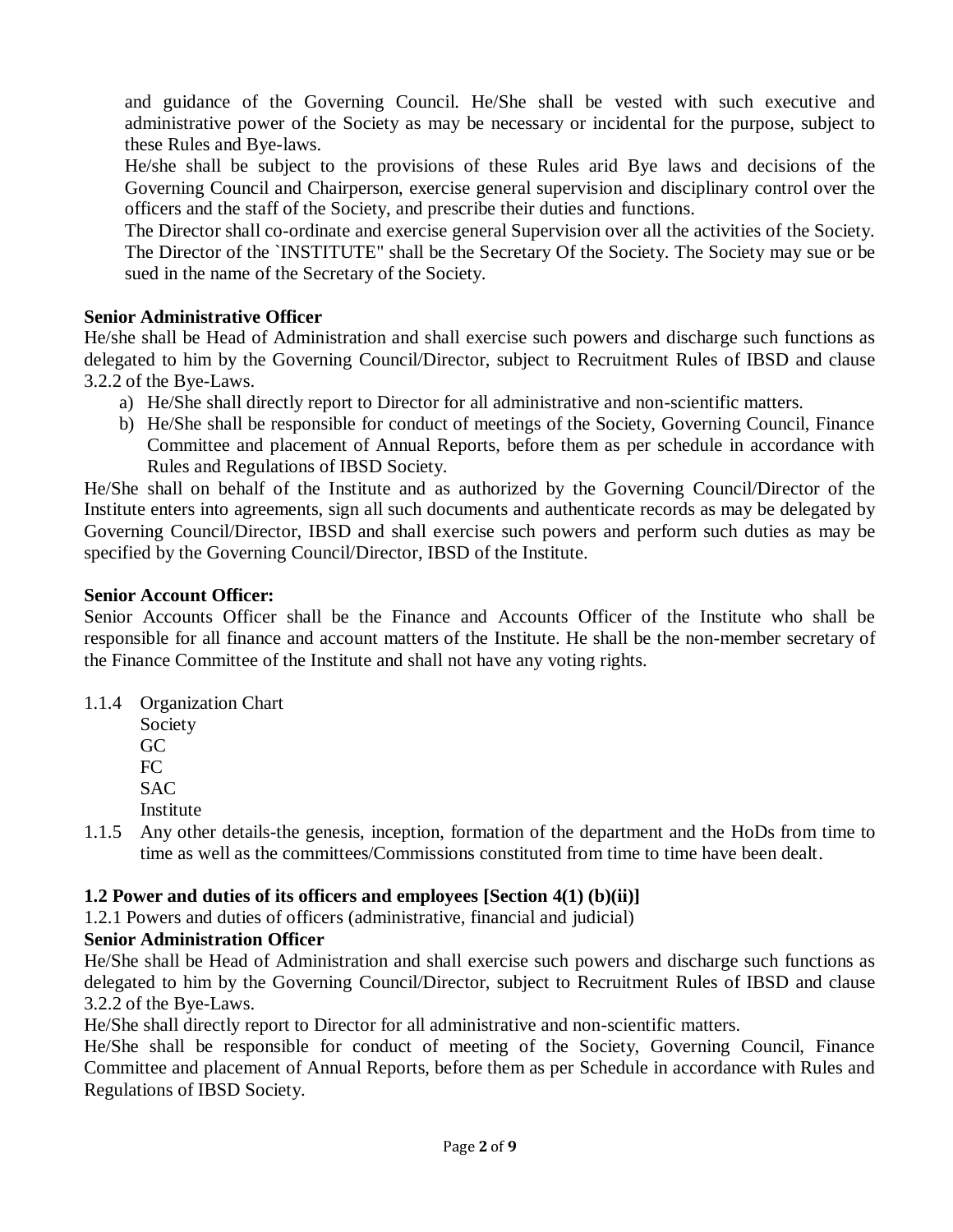and guidance of the Governing Council. He/She shall be vested with such executive and administrative power of the Society as may be necessary or incidental for the purpose, subject to these Rules and Bye-laws.

He/she shall be subject to the provisions of these Rules arid Bye laws and decisions of the Governing Council and Chairperson, exercise general supervision and disciplinary control over the officers and the staff of the Society, and prescribe their duties and functions.

The Director shall co-ordinate and exercise general Supervision over all the activities of the Society. The Director of the `INSTITUTE" shall be the Secretary Of the Society. The Society may sue or be sued in the name of the Secretary of the Society.

**Senior Administrative Officer**

He/she shall be Head of Administration and shall exercise such powers and discharge such functions as delegated to him by the Governing Council/Director, subject to Recruitment Rules of IBSD and clause 3.2.2 of the Bye-Laws.

a) He/She shall directly report to Director for all administrative and non-scientific matters.
b) He/She shall be responsible for conduct of meetings of the Society, Governing Council, Finance Committee and placement of Annual Reports, before them as per schedule in accordance with Rules and Regulations of IBSD Society.

He/She shall on behalf of the Institute and as authorized by the Governing Council/Director of the Institute enters into agreements, sign all such documents and authenticate records as may be delegated by Governing Council/Director, IBSD and shall exercise such powers and perform such duties as may be specified by the Governing Council/Director, IBSD of the Institute.

**Senior Account Officer:**

Senior Accounts Officer shall be the Finance and Accounts Officer of the Institute who shall be responsible for all finance and account matters of the Institute. He shall be the non-member secretary of the Finance Committee of the Institute and shall not have any voting rights.

1.1.4 Organization Chart
Society
GC
FC
SAC
Institute

1.1.5 Any other details-the genesis, inception, formation of the department and the HoDs from time to time as well as the committees/Commissions constituted from time to time have been dealt.

**1.2 Power and duties of its officers and employees [Section 4(1) (b)(ii)]**

1.2.1 Powers and duties of officers (administrative, financial and judicial)

**Senior Administration Officer**

He/She shall be Head of Administration and shall exercise such powers and discharge such functions as delegated to him by the Governing Council/Director, subject to Recruitment Rules of IBSD and clause 3.2.2 of the Bye-Laws.

He/She shall directly report to Director for all administrative and non-scientific matters.

He/She shall be responsible for conduct of meeting of the Society, Governing Council, Finance Committee and placement of Annual Reports, before them as per Schedule in accordance with Rules and Regulations of IBSD Society.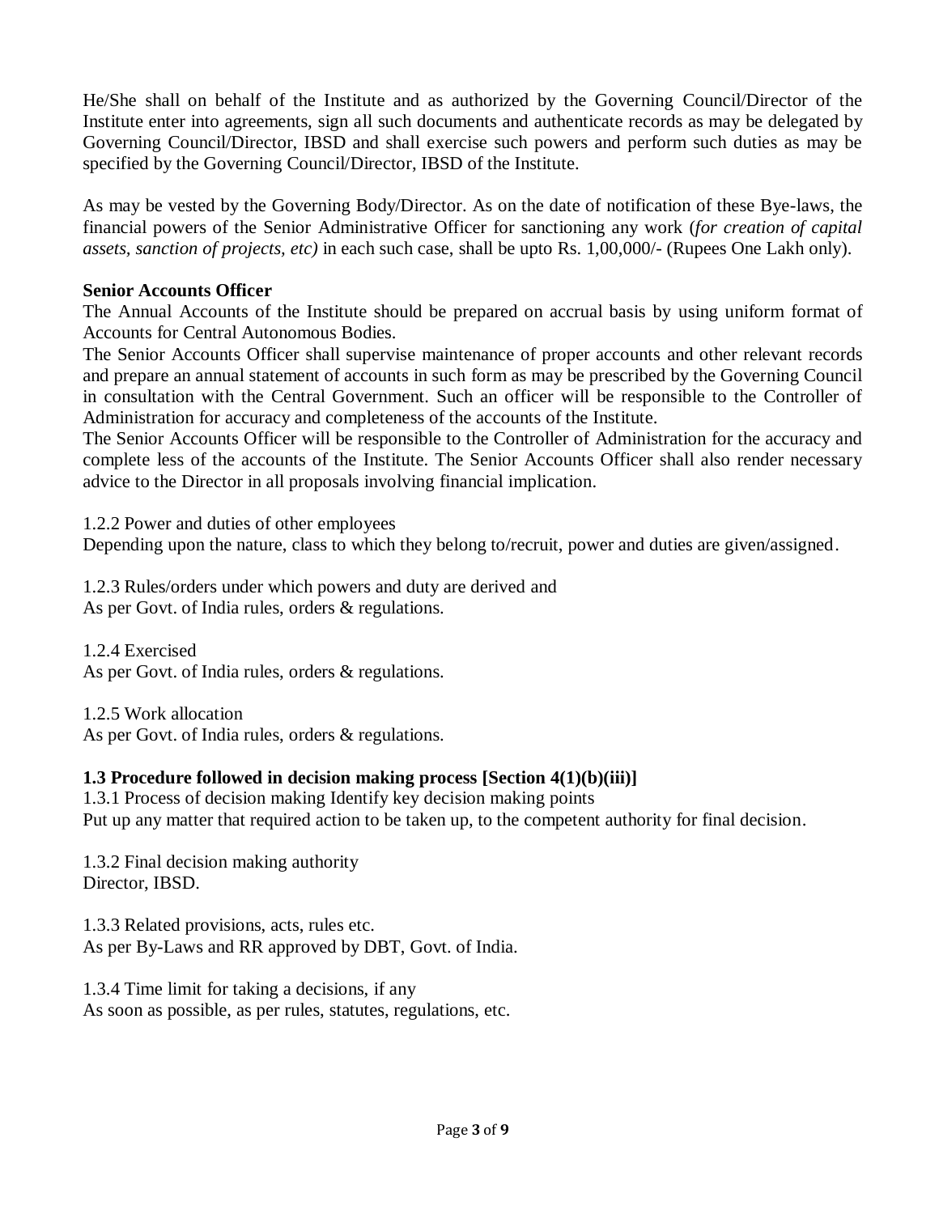He/She shall on behalf of the Institute and as authorized by the Governing Council/Director of the Institute enter into agreements, sign all such documents and authenticate records as may be delegated by Governing Council/Director, IBSD and shall exercise such powers and perform such duties as may be specified by the Governing Council/Director, IBSD of the Institute.

As may be vested by the Governing Body/Director. As on the date of notification of these Bye-laws, the financial powers of the Senior Administrative Officer for sanctioning any work (*for creation of capital assets, sanction of projects, etc)* in each such case, shall be upto Rs. 1,00,000/- (Rupees One Lakh only).

**Senior Accounts Officer**

The Annual Accounts of the Institute should be prepared on accrual basis by using uniform format of Accounts for Central Autonomous Bodies.

The Senior Accounts Officer shall supervise maintenance of proper accounts and other relevant records and prepare an annual statement of accounts in such form as may be prescribed by the Governing Council in consultation with the Central Government. Such an officer will be responsible to the Controller of Administration for accuracy and completeness of the accounts of the Institute.

The Senior Accounts Officer will be responsible to the Controller of Administration for the accuracy and complete less of the accounts of the Institute. The Senior Accounts Officer shall also render necessary advice to the Director in all proposals involving financial implication.

1.2.2 Power and duties of other employees

Depending upon the nature, class to which they belong to/recruit, power and duties are given/assigned.

1.2.3 Rules/orders under which powers and duty are derived and

As per Govt. of India rules, orders & regulations.

1.2.4 Exercised

As per Govt. of India rules, orders & regulations.

1.2.5 Work allocation

As per Govt. of India rules, orders & regulations.

**1.3 Procedure followed in decision making process [Section 4(1)(b)(iii)]**

1.3.1 Process of decision making Identify key decision making points

Put up any matter that required action to be taken up, to the competent authority for final decision.

1.3.2 Final decision making authority

Director, IBSD.

1.3.3 Related provisions, acts, rules etc.

As per By-Laws and RR approved by DBT, Govt. of India.

1.3.4 Time limit for taking a decisions, if any

As soon as possible, as per rules, statutes, regulations, etc.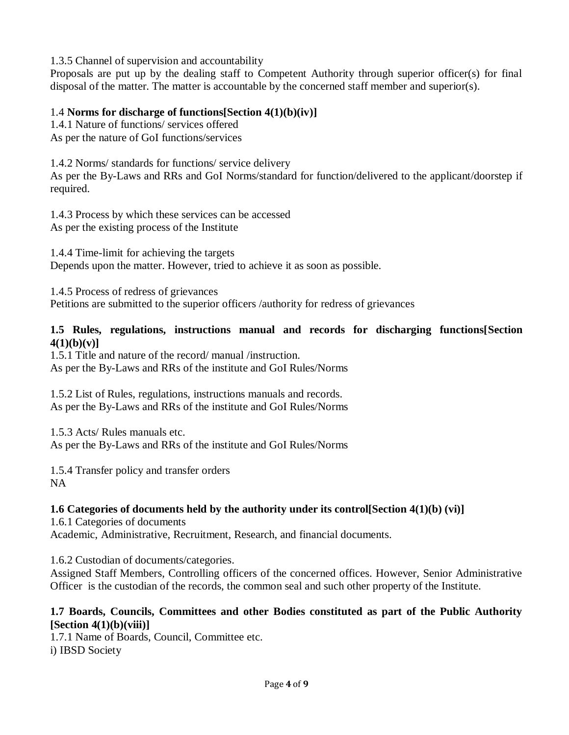1.3.5 Channel of supervision and accountability

Proposals are put up by the dealing staff to Competent Authority through superior officer(s) for final disposal of the matter. The matter is accountable by the concerned staff member and superior(s).

1.4 **Norms for discharge of functions[Section 4(1)(b)(iv)]**

1.4.1 Nature of functions/ services offered

As per the nature of GoI functions/services

1.4.2 Norms/ standards for functions/ service delivery

As per the By-Laws and RRs and GoI Norms/standard for function/delivered to the applicant/doorstep if required.

1.4.3 Process by which these services can be accessed

As per the existing process of the Institute

1.4.4 Time-limit for achieving the targets

Depends upon the matter. However, tried to achieve it as soon as possible.

1.4.5 Process of redress of grievances

Petitions are submitted to the superior officers /authority for redress of grievances

**1.5 Rules, regulations, instructions manual and records for discharging functions[Section 4(1)(b)(v)]**

1.5.1 Title and nature of the record/ manual /instruction.

As per the By-Laws and RRs of the institute and GoI Rules/Norms

1.5.2 List of Rules, regulations, instructions manuals and records.

As per the By-Laws and RRs of the institute and GoI Rules/Norms

1.5.3 Acts/ Rules manuals etc.

As per the By-Laws and RRs of the institute and GoI Rules/Norms

1.5.4 Transfer policy and transfer orders

NA

**1.6 Categories of documents held by the authority under its control[Section 4(1)(b) (vi)]**

1.6.1 Categories of documents

Academic, Administrative, Recruitment, Research, and financial documents.

1.6.2 Custodian of documents/categories.

Assigned Staff Members, Controlling officers of the concerned offices. However, Senior Administrative Officer is the custodian of the records, the common seal and such other property of the Institute.

**1.7 Boards, Councils, Committees and other Bodies constituted as part of the Public Authority [Section 4(1)(b)(viii)]**

1.7.1 Name of Boards, Council, Committee etc.

i) IBSD Society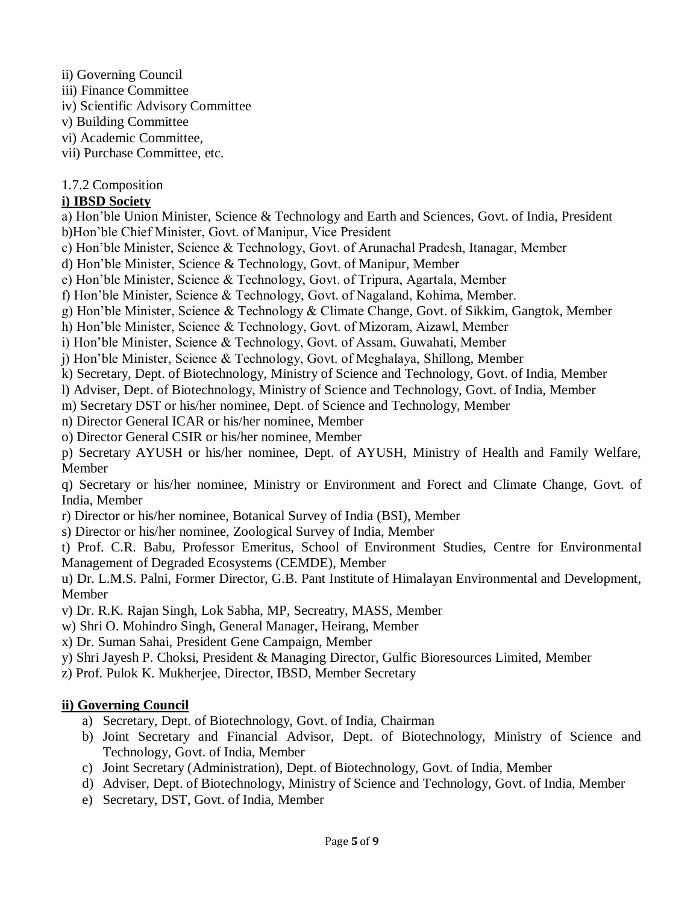ii) Governing Council
iii) Finance Committee
iv) Scientific Advisory Committee
v) Building Committee
vi) Academic Committee,
vii) Purchase Committee, etc.

1.7.2 Composition

**i) IBSD Society**

a) Hon'ble Union Minister, Science & Technology and Earth and Sciences, Govt. of India, President
b)Hon'ble Chief Minister, Govt. of Manipur, Vice President
c) Hon'ble Minister, Science & Technology, Govt. of Arunachal Pradesh, Itanagar, Member
d) Hon'ble Minister, Science & Technology, Govt. of Manipur, Member
e) Hon'ble Minister, Science & Technology, Govt. of Tripura, Agartala, Member
f) Hon'ble Minister, Science & Technology, Govt. of Nagaland, Kohima, Member.
g) Hon'ble Minister, Science & Technology & Climate Change, Govt. of Sikkim, Gangtok, Member
h) Hon'ble Minister, Science & Technology, Govt. of Mizoram, Aizawl, Member
i) Hon'ble Minister, Science & Technology, Govt. of Assam, Guwahati, Member
j) Hon'ble Minister, Science & Technology, Govt. of Meghalaya, Shillong, Member
k) Secretary, Dept. of Biotechnology, Ministry of Science and Technology, Govt. of India, Member
l) Adviser, Dept. of Biotechnology, Ministry of Science and Technology, Govt. of India, Member
m) Secretary DST or his/her nominee, Dept. of Science and Technology, Member
n) Director General ICAR or his/her nominee, Member
o) Director General CSIR or his/her nominee, Member
p) Secretary AYUSH or his/her nominee, Dept. of AYUSH, Ministry of Health and Family Welfare, Member
q) Secretary or his/her nominee, Ministry or Environment and Forect and Climate Change, Govt. of India, Member
r) Director or his/her nominee, Botanical Survey of India (BSI), Member
s) Director or his/her nominee, Zoological Survey of India, Member
t) Prof. C.R. Babu, Professor Emeritus, School of Environment Studies, Centre for Environmental Management of Degraded Ecosystems (CEMDE), Member
u) Dr. L.M.S. Palni, Former Director, G.B. Pant Institute of Himalayan Environmental and Development, Member
v) Dr. R.K. Rajan Singh, Lok Sabha, MP, Secreatry, MASS, Member
w) Shri O. Mohindro Singh, General Manager, Heirang, Member
x) Dr. Suman Sahai, President Gene Campaign, Member
y) Shri Jayesh P. Choksi, President & Managing Director, Gulfic Bioresources Limited, Member
z) Prof. Pulok K. Mukherjee, Director, IBSD, Member Secretary

**ii) Governing Council**

a) Secretary, Dept. of Biotechnology, Govt. of India, Chairman
b) Joint Secretary and Financial Advisor, Dept. of Biotechnology, Ministry of Science and Technology, Govt. of India, Member
c) Joint Secretary (Administration), Dept. of Biotechnology, Govt. of India, Member
d) Adviser, Dept. of Biotechnology, Ministry of Science and Technology, Govt. of India, Member
e) Secretary, DST, Govt. of India, Member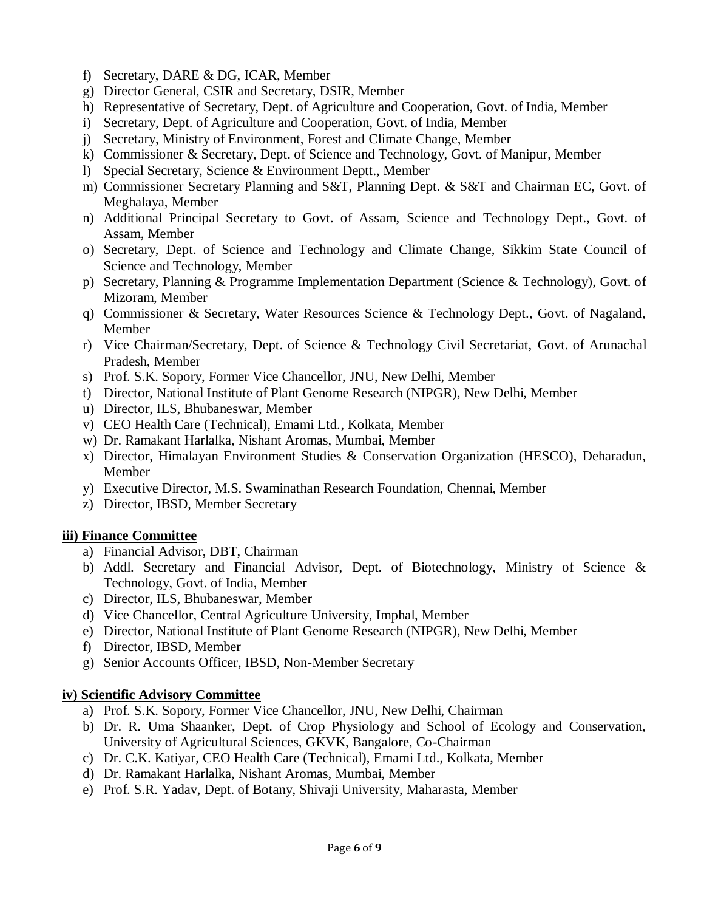f) Secretary, DARE & DG, ICAR, Member
g) Director General, CSIR and Secretary, DSIR, Member
h) Representative of Secretary, Dept. of Agriculture and Cooperation, Govt. of India, Member
i) Secretary, Dept. of Agriculture and Cooperation, Govt. of India, Member
j) Secretary, Ministry of Environment, Forest and Climate Change, Member
k) Commissioner & Secretary, Dept. of Science and Technology, Govt. of Manipur, Member
l) Special Secretary, Science & Environment Deptt., Member
m) Commissioner Secretary Planning and S&T, Planning Dept. & S&T and Chairman EC, Govt. of Meghalaya, Member
n) Additional Principal Secretary to Govt. of Assam, Science and Technology Dept., Govt. of Assam, Member
o) Secretary, Dept. of Science and Technology and Climate Change, Sikkim State Council of Science and Technology, Member
p) Secretary, Planning & Programme Implementation Department (Science & Technology), Govt. of Mizoram, Member
q) Commissioner & Secretary, Water Resources Science & Technology Dept., Govt. of Nagaland, Member
r) Vice Chairman/Secretary, Dept. of Science & Technology Civil Secretariat, Govt. of Arunachal Pradesh, Member
s) Prof. S.K. Sopory, Former Vice Chancellor, JNU, New Delhi, Member
t) Director, National Institute of Plant Genome Research (NIPGR), New Delhi, Member
u) Director, ILS, Bhubaneswar, Member
v) CEO Health Care (Technical), Emami Ltd., Kolkata, Member
w) Dr. Ramakant Harlalka, Nishant Aromas, Mumbai, Member
x) Director, Himalayan Environment Studies & Conservation Organization (HESCO), Deharadun, Member
y) Executive Director, M.S. Swaminathan Research Foundation, Chennai, Member
z) Director, IBSD, Member Secretary

**iii) Finance Committee**

a) Financial Advisor, DBT, Chairman
b) Addl. Secretary and Financial Advisor, Dept. of Biotechnology, Ministry of Science & Technology, Govt. of India, Member
c) Director, ILS, Bhubaneswar, Member
d) Vice Chancellor, Central Agriculture University, Imphal, Member
e) Director, National Institute of Plant Genome Research (NIPGR), New Delhi, Member
f) Director, IBSD, Member
g) Senior Accounts Officer, IBSD, Non-Member Secretary

**iv) Scientific Advisory Committee**

a) Prof. S.K. Sopory, Former Vice Chancellor, JNU, New Delhi, Chairman
b) Dr. R. Uma Shaanker, Dept. of Crop Physiology and School of Ecology and Conservation, University of Agricultural Sciences, GKVK, Bangalore, Co-Chairman
c) Dr. C.K. Katiyar, CEO Health Care (Technical), Emami Ltd., Kolkata, Member
d) Dr. Ramakant Harlalka, Nishant Aromas, Mumbai, Member
e) Prof. S.R. Yadav, Dept. of Botany, Shivaji University, Maharasta, Member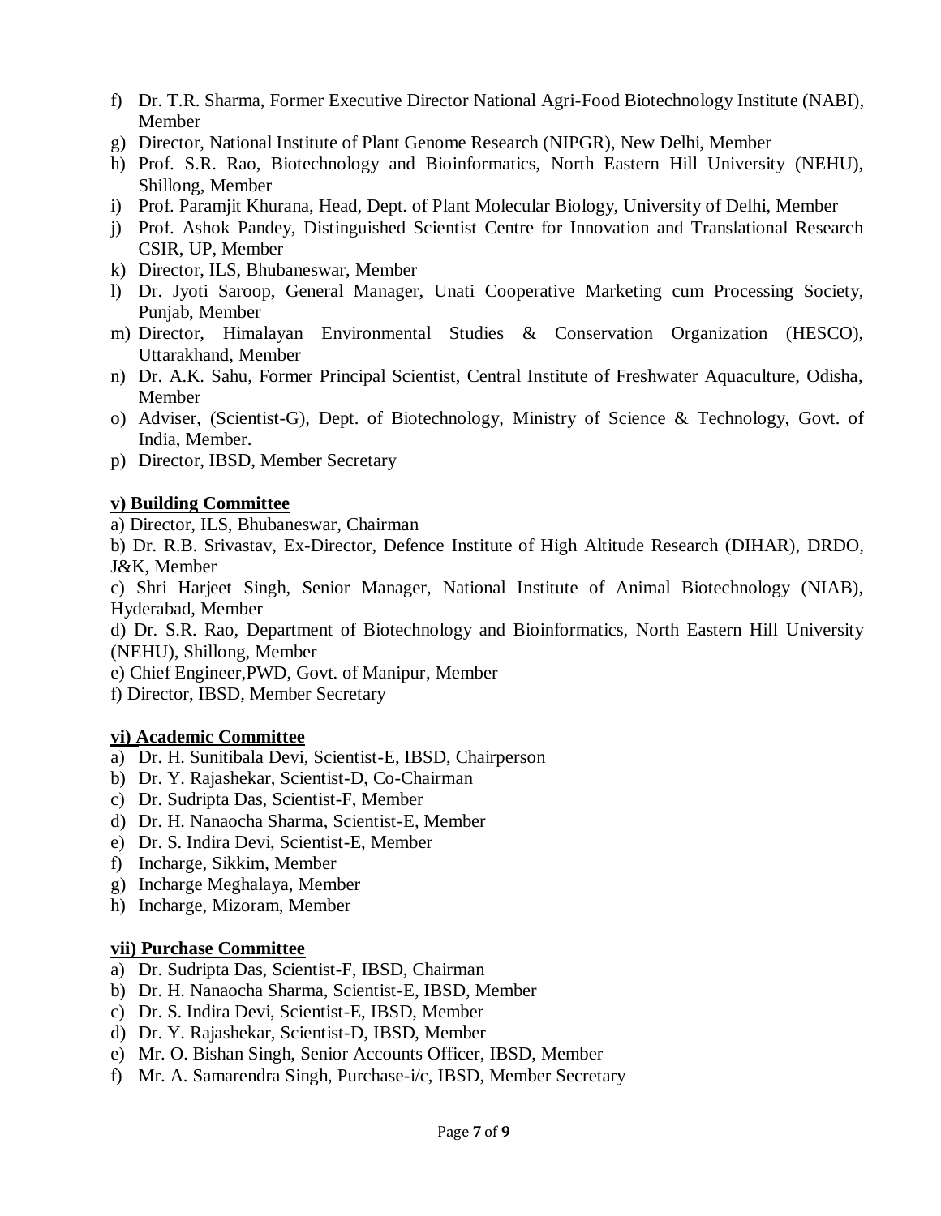f) Dr. T.R. Sharma, Former Executive Director National Agri-Food Biotechnology Institute (NABI), Member
g) Director, National Institute of Plant Genome Research (NIPGR), New Delhi, Member
h) Prof. S.R. Rao, Biotechnology and Bioinformatics, North Eastern Hill University (NEHU), Shillong, Member
i) Prof. Paramjit Khurana, Head, Dept. of Plant Molecular Biology, University of Delhi, Member
j) Prof. Ashok Pandey, Distinguished Scientist Centre for Innovation and Translational Research CSIR, UP, Member
k) Director, ILS, Bhubaneswar, Member
l) Dr. Jyoti Saroop, General Manager, Unati Cooperative Marketing cum Processing Society, Punjab, Member
m) Director, Himalayan Environmental Studies & Conservation Organization (HESCO), Uttarakhand, Member
n) Dr. A.K. Sahu, Former Principal Scientist, Central Institute of Freshwater Aquaculture, Odisha, Member
o) Adviser, (Scientist-G), Dept. of Biotechnology, Ministry of Science & Technology, Govt. of India, Member.
p) Director, IBSD, Member Secretary

**v) Building Committee**

a) Director, ILS, Bhubaneswar, Chairman

b) Dr. R.B. Srivastav, Ex-Director, Defence Institute of High Altitude Research (DIHAR), DRDO, J&K, Member

c) Shri Harjeet Singh, Senior Manager, National Institute of Animal Biotechnology (NIAB), Hyderabad, Member

d) Dr. S.R. Rao, Department of Biotechnology and Bioinformatics, North Eastern Hill University (NEHU), Shillong, Member

e) Chief Engineer,PWD, Govt. of Manipur, Member

f) Director, IBSD, Member Secretary

**vi) Academic Committee**

a) Dr. H. Sunitibala Devi, Scientist-E, IBSD, Chairperson
b) Dr. Y. Rajashekar, Scientist-D, Co-Chairman
c) Dr. Sudripta Das, Scientist-F, Member
d) Dr. H. Nanaocha Sharma, Scientist-E, Member
e) Dr. S. Indira Devi, Scientist-E, Member
f) Incharge, Sikkim, Member
g) Incharge Meghalaya, Member
h) Incharge, Mizoram, Member

**vii) Purchase Committee**

a) Dr. Sudripta Das, Scientist-F, IBSD, Chairman
b) Dr. H. Nanaocha Sharma, Scientist-E, IBSD, Member
c) Dr. S. Indira Devi, Scientist-E, IBSD, Member
d) Dr. Y. Rajashekar, Scientist-D, IBSD, Member
e) Mr. O. Bishan Singh, Senior Accounts Officer, IBSD, Member
f) Mr. A. Samarendra Singh, Purchase-i/c, IBSD, Member Secretary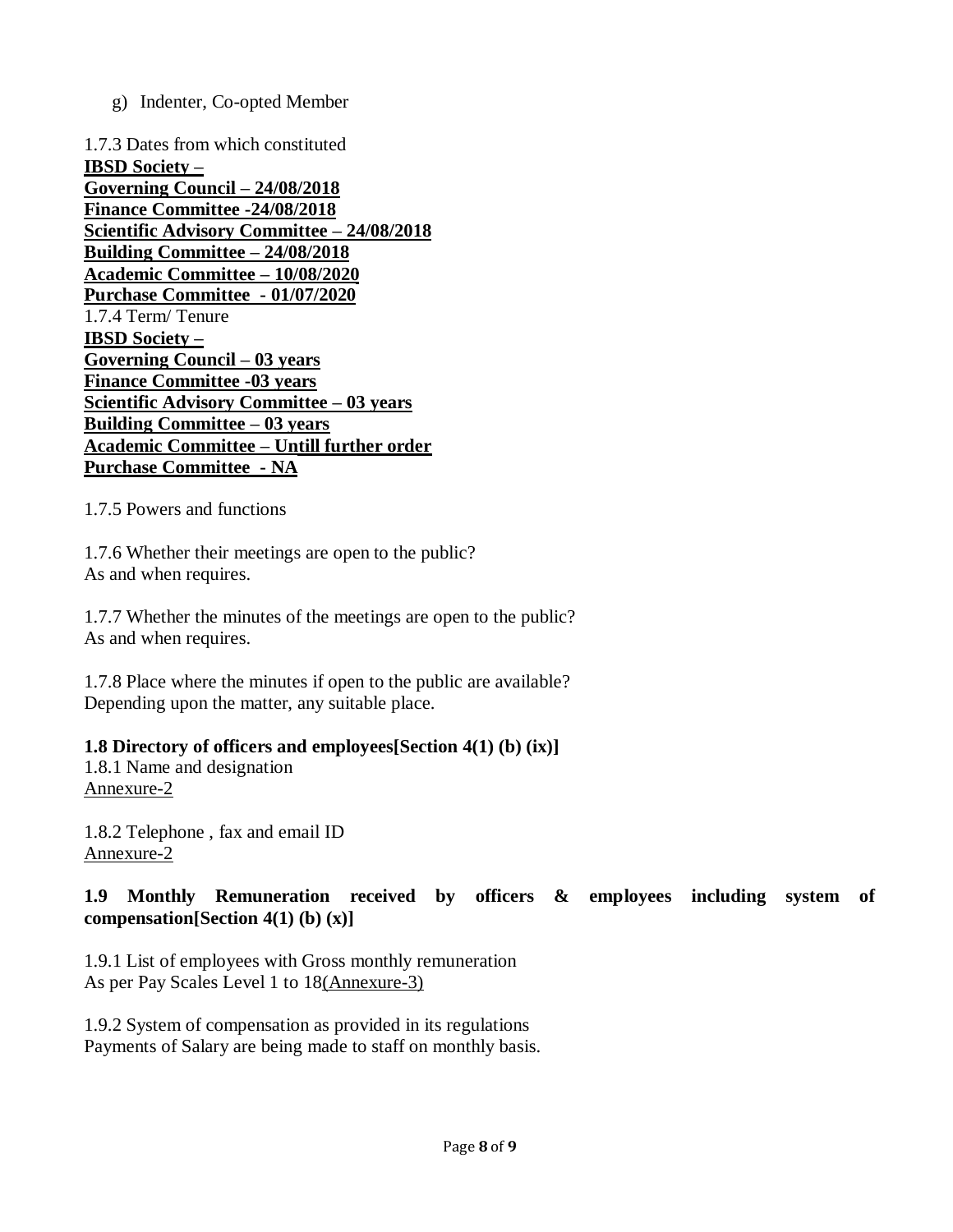g) Indenter, Co-opted Member

1.7.3 Dates from which constituted

**IBSD Society –**
**Governing Council – 24/08/2018**
**Finance Committee -24/08/2018**
**Scientific Advisory Committee – 24/08/2018**
**Building Committee – 24/08/2018**
**Academic Committee – 10/08/2020**
**Purchase Committee - 01/07/2020**

1.7.4 Term/ Tenure

**IBSD Society –**
**Governing Council – 03 years**
**Finance Committee -03 years**
**Scientific Advisory Committee – 03 years**
**Building Committee – 03 years**
**Academic Committee – Untill further order**
**Purchase Committee - NA**

1.7.5 Powers and functions

1.7.6 Whether their meetings are open to the public?
As and when requires.

1.7.7 Whether the minutes of the meetings are open to the public?
As and when requires.

1.7.8 Place where the minutes if open to the public are available?
Depending upon the matter, any suitable place.

**1.8 Directory of officers and employees[Section 4(1) (b) (ix)]**

1.8.1 Name and designation
Annexure-2

1.8.2 Telephone , fax and email ID
Annexure-2

**1.9 Monthly Remuneration received by officers & employees including system of compensation[Section 4(1) (b) (x)]**

1.9.1 List of employees with Gross monthly remuneration
As per Pay Scales Level 1 to 18(Annexure-3)

1.9.2 System of compensation as provided in its regulations
Payments of Salary are being made to staff on monthly basis.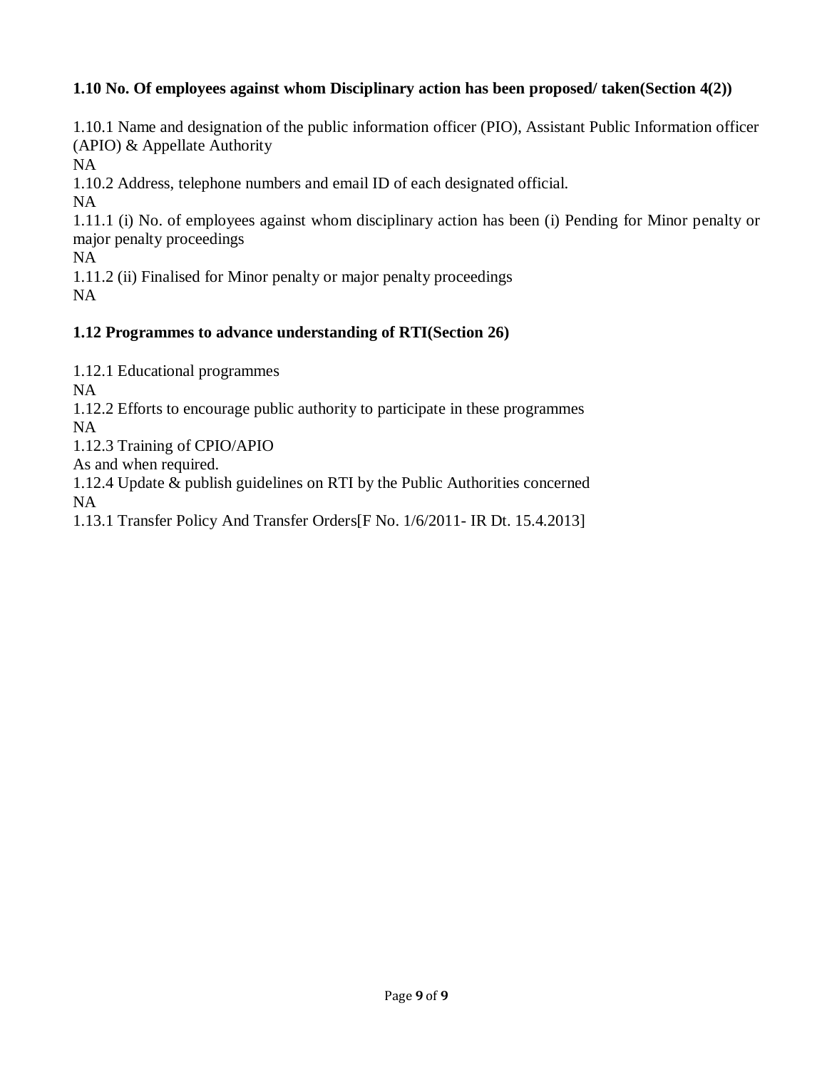**1.10 No. Of employees against whom Disciplinary action has been proposed/ taken(Section 4(2))**

1.10.1 Name and designation of the public information officer (PIO), Assistant Public Information officer (APIO) & Appellate Authority

NA

1.10.2 Address, telephone numbers and email ID of each designated official.

NA

1.11.1 (i) No. of employees against whom disciplinary action has been (i) Pending for Minor penalty or major penalty proceedings

NA

1.11.2 (ii) Finalised for Minor penalty or major penalty proceedings

NA

**1.12 Programmes to advance understanding of RTI(Section 26)**

1.12.1 Educational programmes

NA

1.12.2 Efforts to encourage public authority to participate in these programmes

NA

1.12.3 Training of CPIO/APIO

As and when required.

1.12.4 Update & publish guidelines on RTI by the Public Authorities concerned

NA

1.13.1 Transfer Policy And Transfer Orders[F No. 1/6/2011- IR Dt. 15.4.2013]